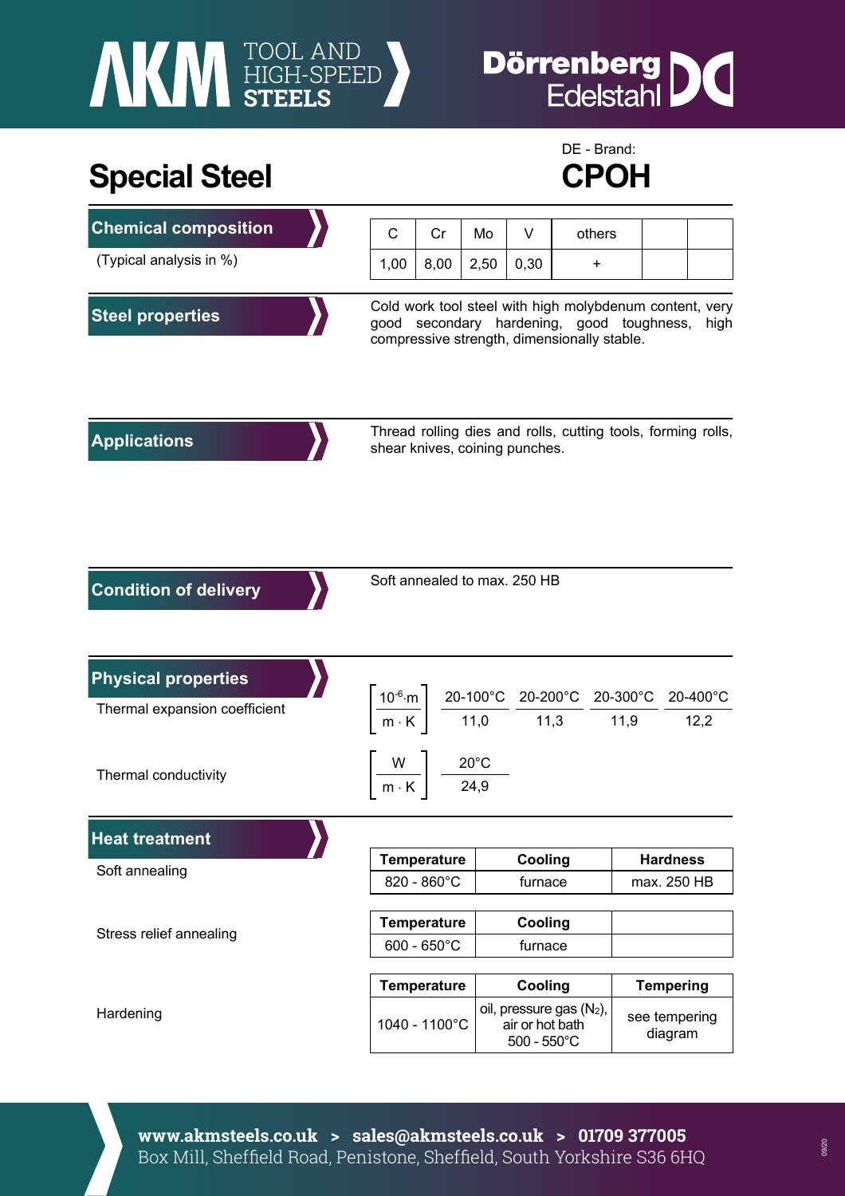AKM TOOL AND HIGH-SPEED STEELS

Dörrenberg Edelstahl

# Special Steel

DE - Brand:

**CPOH**

## Chemical composition

(Typical analysis in %)

| C | Cr | Mo | V | others | | |
|---|---|---|---|---|---|---|
| 1,00 | 8,00 | 2,50 | 0,30 | + | | |

## Steel properties

Cold work tool steel with high molybdenum content, very good secondary hardening, good toughness, high compressive strength, dimensionally stable.

## Applications

Thread rolling dies and rolls, cutting tools, forming rolls, shear knives, coining punches.

## Condition of delivery

Soft annealed to max. 250 HB

## Physical properties

Thermal expansion coefficient

| $\left[\frac{10^{-6} \cdot m}{m \cdot K}\right]$ | 20-100°C | 20-200°C | 20-300°C | 20-400°C |
|---|---|---|---|---|
| | 11,0 | 11,3 | 11,9 | 12,2 |

Thermal conductivity

| $\left[\frac{W}{m \cdot K}\right]$ | 20°C |
|---|---|
| | 24,9 |

## Heat treatment

Soft annealing

| Temperature | Cooling | Hardness |
|---|---|---|
| 820 - 860°C | furnace | max. 250 HB |

Stress relief annealing

| Temperature | Cooling | |
|---|---|---|
| 600 - 650°C | furnace | |

Hardening

| Temperature | Cooling | Tempering |
|---|---|---|
| 1040 - 1100°C | oil, pressure gas ($N_2$), air or hot bath 500 - 550°C | see tempering diagram |

**www.akmsteels.co.uk > sales@akmsteels.co.uk > 01709 377005**
Box Mill, Sheffield Road, Penistone, Sheffield, South Yorkshire S36 6HQ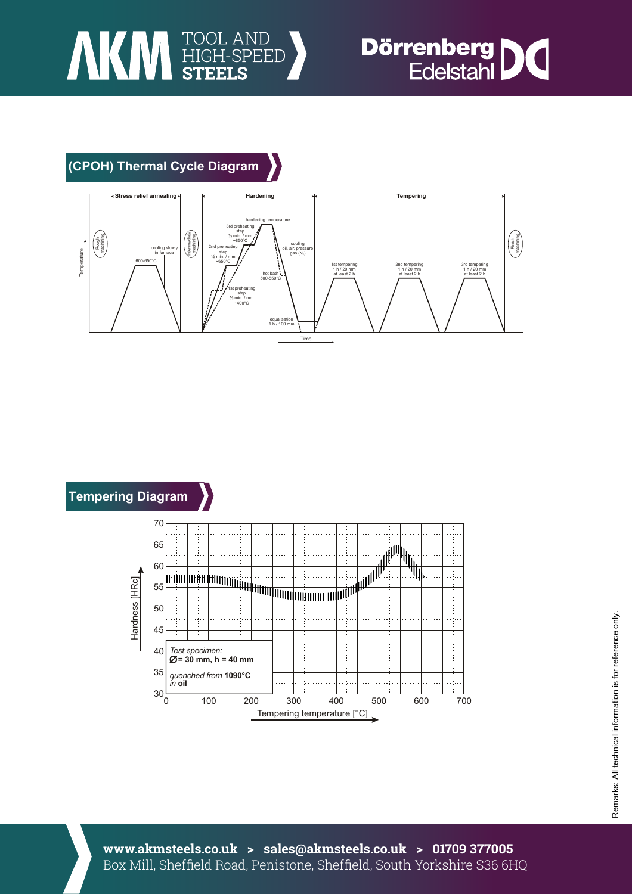## (CPOH) Thermal Cycle Diagram

Stress relief annealing
Hardening
Tempering

Rough machining
Intermediate machining
Finish machining

Temperature
Time

600-650°C
cooling slowly in furnace

1st preheating step ½ min. / mm ~400°C
2nd preheating step ½ min. / mm ~650°C
3rd preheating step ½ min. / mm ~850°C
hardening temperature
cooling oil, air, pressure gas ($N_2$)
hot bath 500-550°C
equalisation 1 h / 100 mm

1st tempering 1 h / 20 mm at least 2 h
2nd tempering 1 h / 20 mm at least 2 h
3rd tempering 1 h / 20 mm at least 2 h

## Tempering Diagram

Hardness [HRc]
70
65
60
55
50
45
40
35
30

Tempering temperature [°C]
0
100
200
300
400
500
600
700

*Test specimen:*
**∅= 30 mm, h = 40 mm**

*quenched from* **1090°C**
*in* **oil**

Remarks: All technical information is for reference only.